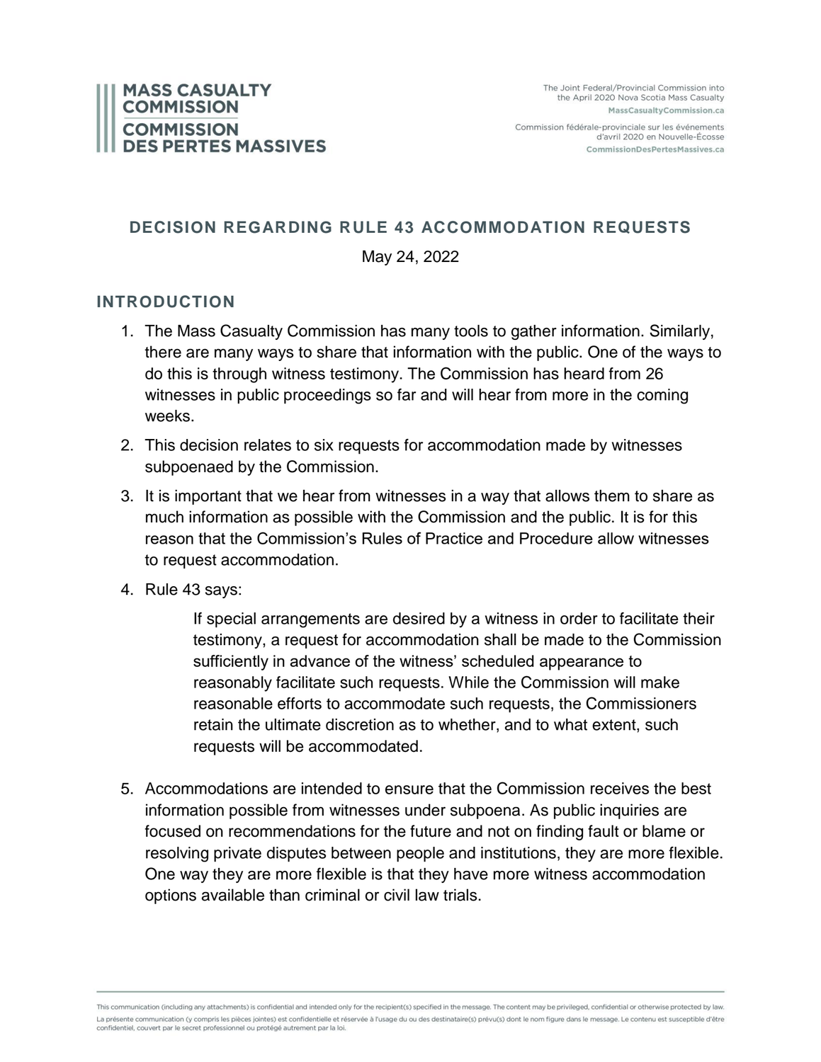# DECISION REGARDING RULE 43 ACCOMMODATION REQUESTS

May 24, 2022

## INTRODUCTION

1. The Mass Casualty Commission has many tools to gather information. Similarly, there are many ways to share that information with the public. One of the ways to do this is through witness testimony. The Commission has heard from 26 witnesses in public proceedings so far and will hear from more in the coming weeks.
2. This decision relates to six requests for accommodation made by witnesses subpoenaed by the Commission.
3. It is important that we hear from witnesses in a way that allows them to share as much information as possible with the Commission and the public. It is for this reason that the Commission's Rules of Practice and Procedure allow witnesses to request accommodation.
4. Rule 43 says:

   > If special arrangements are desired by a witness in order to facilitate their testimony, a request for accommodation shall be made to the Commission sufficiently in advance of the witness' scheduled appearance to reasonably facilitate such requests. While the Commission will make reasonable efforts to accommodate such requests, the Commissioners retain the ultimate discretion as to whether, and to what extent, such requests will be accommodated.

5. Accommodations are intended to ensure that the Commission receives the best information possible from witnesses under subpoena. As public inquiries are focused on recommendations for the future and not on finding fault or blame or resolving private disputes between people and institutions, they are more flexible. One way they are more flexible is that they have more witness accommodation options available than criminal or civil law trials.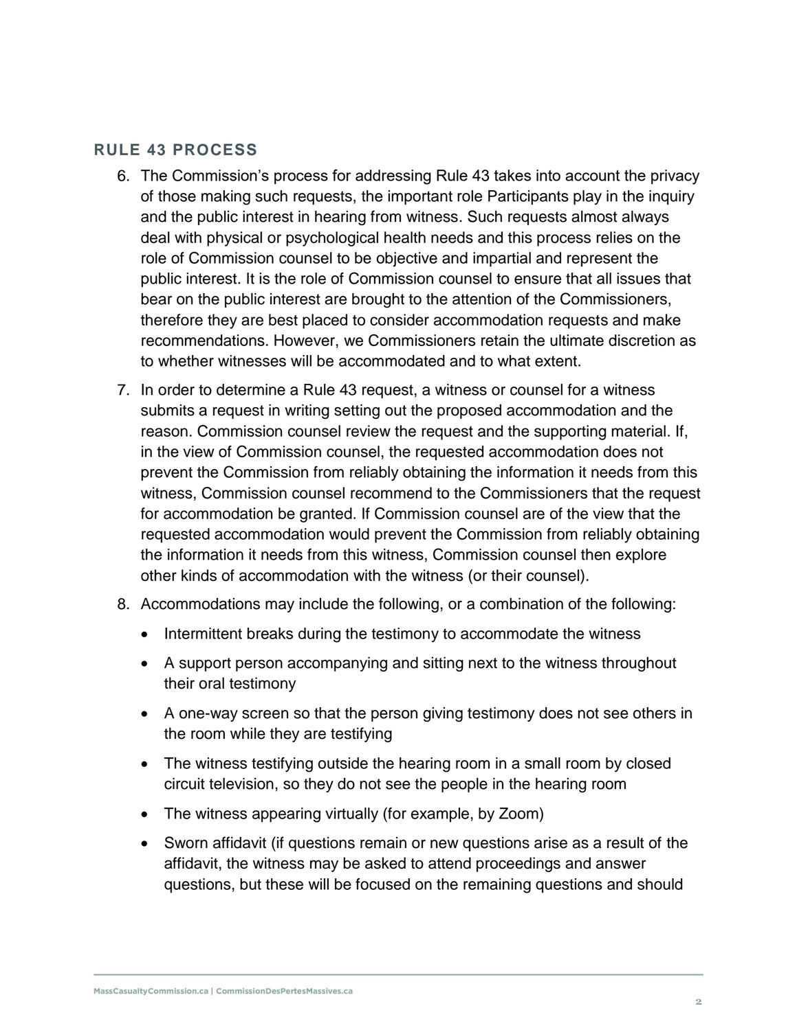## RULE 43 PROCESS

6. The Commission's process for addressing Rule 43 takes into account the privacy of those making such requests, the important role Participants play in the inquiry and the public interest in hearing from witness. Such requests almost always deal with physical or psychological health needs and this process relies on the role of Commission counsel to be objective and impartial and represent the public interest. It is the role of Commission counsel to ensure that all issues that bear on the public interest are brought to the attention of the Commissioners, therefore they are best placed to consider accommodation requests and make recommendations. However, we Commissioners retain the ultimate discretion as to whether witnesses will be accommodated and to what extent.
7. In order to determine a Rule 43 request, a witness or counsel for a witness submits a request in writing setting out the proposed accommodation and the reason. Commission counsel review the request and the supporting material. If, in the view of Commission counsel, the requested accommodation does not prevent the Commission from reliably obtaining the information it needs from this witness, Commission counsel recommend to the Commissioners that the request for accommodation be granted. If Commission counsel are of the view that the requested accommodation would prevent the Commission from reliably obtaining the information it needs from this witness, Commission counsel then explore other kinds of accommodation with the witness (or their counsel).
8. Accommodations may include the following, or a combination of the following:
   - Intermittent breaks during the testimony to accommodate the witness
   - A support person accompanying and sitting next to the witness throughout their oral testimony
   - A one-way screen so that the person giving testimony does not see others in the room while they are testifying
   - The witness testifying outside the hearing room in a small room by closed circuit television, so they do not see the people in the hearing room
   - The witness appearing virtually (for example, by Zoom)
   - Sworn affidavit (if questions remain or new questions arise as a result of the affidavit, the witness may be asked to attend proceedings and answer questions, but these will be focused on the remaining questions and should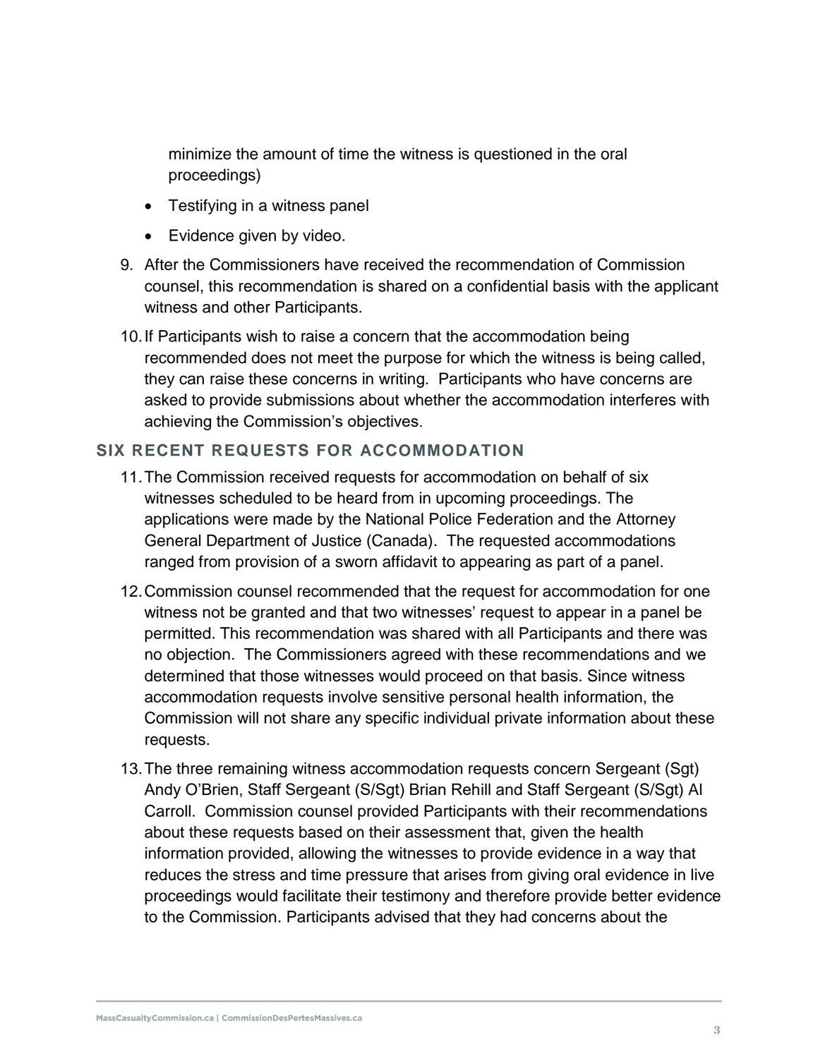minimize the amount of time the witness is questioned in the oral proceedings)

- Testifying in a witness panel
- Evidence given by video.

9. After the Commissioners have received the recommendation of Commission counsel, this recommendation is shared on a confidential basis with the applicant witness and other Participants.
10. If Participants wish to raise a concern that the accommodation being recommended does not meet the purpose for which the witness is being called, they can raise these concerns in writing. Participants who have concerns are asked to provide submissions about whether the accommodation interferes with achieving the Commission's objectives.

## SIX RECENT REQUESTS FOR ACCOMMODATION

11. The Commission received requests for accommodation on behalf of six witnesses scheduled to be heard from in upcoming proceedings. The applications were made by the National Police Federation and the Attorney General Department of Justice (Canada). The requested accommodations ranged from provision of a sworn affidavit to appearing as part of a panel.
12. Commission counsel recommended that the request for accommodation for one witness not be granted and that two witnesses' request to appear in a panel be permitted. This recommendation was shared with all Participants and there was no objection. The Commissioners agreed with these recommendations and we determined that those witnesses would proceed on that basis. Since witness accommodation requests involve sensitive personal health information, the Commission will not share any specific individual private information about these requests.
13. The three remaining witness accommodation requests concern Sergeant (Sgt) Andy O'Brien, Staff Sergeant (S/Sgt) Brian Rehill and Staff Sergeant (S/Sgt) Al Carroll. Commission counsel provided Participants with their recommendations about these requests based on their assessment that, given the health information provided, allowing the witnesses to provide evidence in a way that reduces the stress and time pressure that arises from giving oral evidence in live proceedings would facilitate their testimony and therefore provide better evidence to the Commission. Participants advised that they had concerns about the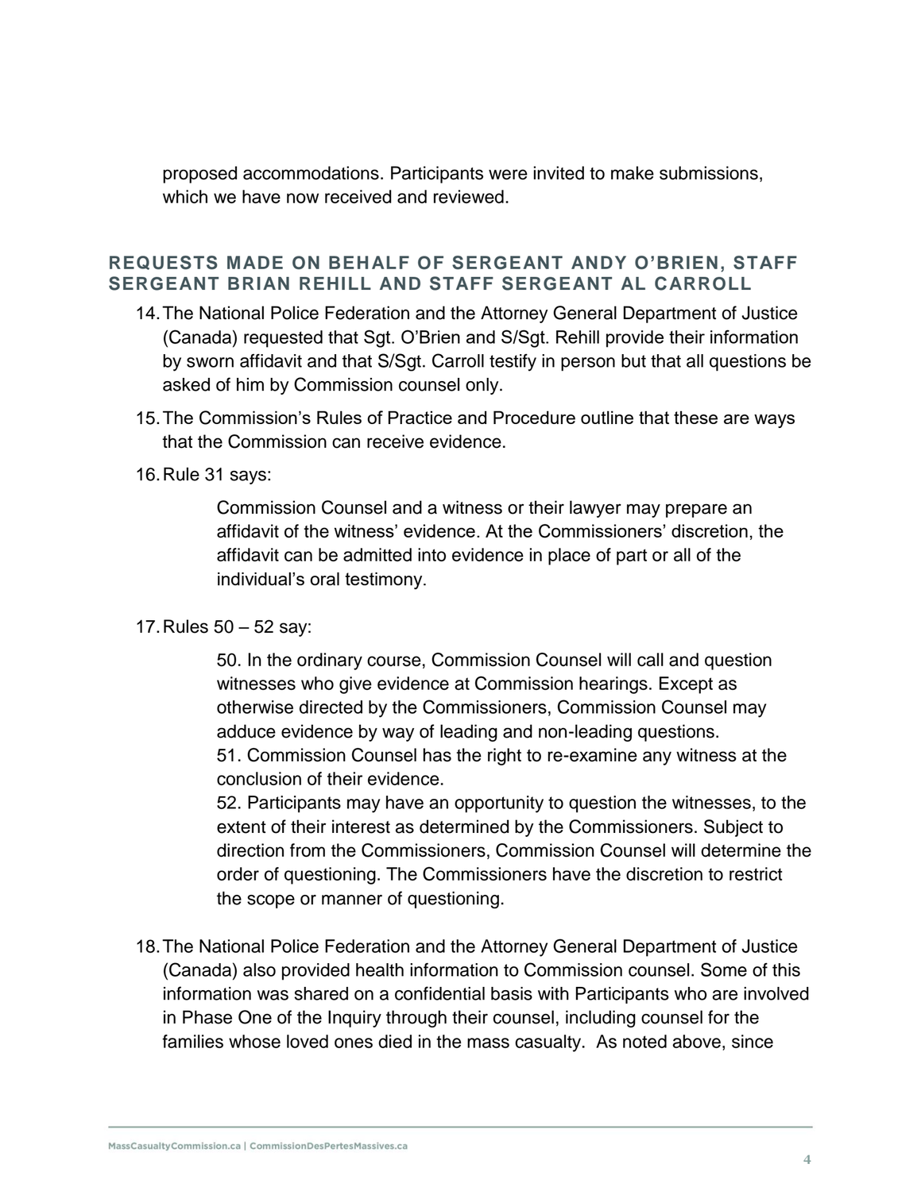proposed accommodations. Participants were invited to make submissions, which we have now received and reviewed.

## REQUESTS MADE ON BEHALF OF SERGEANT ANDY O'BRIEN, STAFF SERGEANT BRIAN REHILL AND STAFF SERGEANT AL CARROLL

14. The National Police Federation and the Attorney General Department of Justice (Canada) requested that Sgt. O'Brien and S/Sgt. Rehill provide their information by sworn affidavit and that S/Sgt. Carroll testify in person but that all questions be asked of him by Commission counsel only.

15. The Commission's Rules of Practice and Procedure outline that these are ways that the Commission can receive evidence.

16. Rule 31 says:

> Commission Counsel and a witness or their lawyer may prepare an affidavit of the witness' evidence. At the Commissioners' discretion, the affidavit can be admitted into evidence in place of part or all of the individual's oral testimony.

17. Rules 50 – 52 say:

> 50. In the ordinary course, Commission Counsel will call and question witnesses who give evidence at Commission hearings. Except as otherwise directed by the Commissioners, Commission Counsel may adduce evidence by way of leading and non-leading questions.
> 51. Commission Counsel has the right to re-examine any witness at the conclusion of their evidence.
> 52. Participants may have an opportunity to question the witnesses, to the extent of their interest as determined by the Commissioners. Subject to direction from the Commissioners, Commission Counsel will determine the order of questioning. The Commissioners have the discretion to restrict the scope or manner of questioning.

18. The National Police Federation and the Attorney General Department of Justice (Canada) also provided health information to Commission counsel. Some of this information was shared on a confidential basis with Participants who are involved in Phase One of the Inquiry through their counsel, including counsel for the families whose loved ones died in the mass casualty. As noted above, since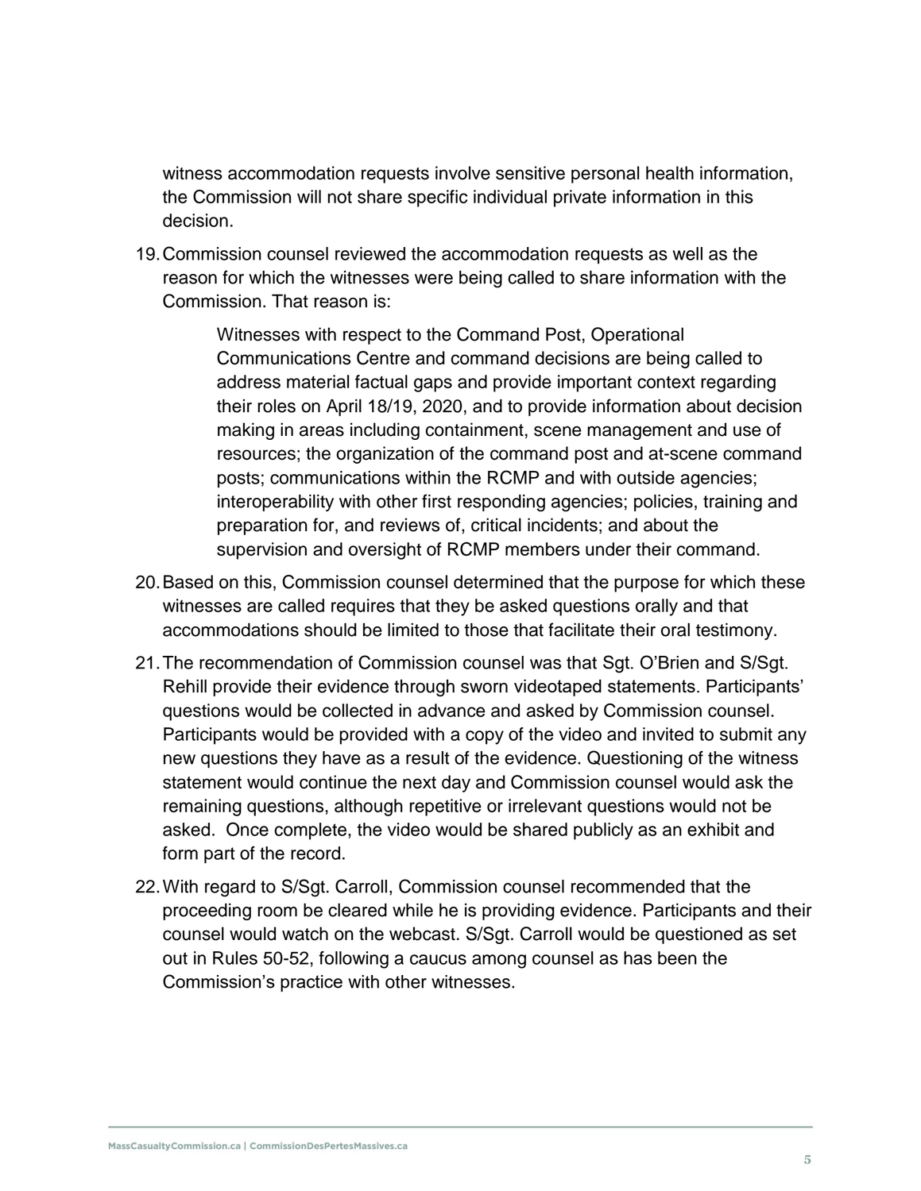witness accommodation requests involve sensitive personal health information, the Commission will not share specific individual private information in this decision.

19. Commission counsel reviewed the accommodation requests as well as the reason for which the witnesses were being called to share information with the Commission. That reason is:

> Witnesses with respect to the Command Post, Operational Communications Centre and command decisions are being called to address material factual gaps and provide important context regarding their roles on April 18/19, 2020, and to provide information about decision making in areas including containment, scene management and use of resources; the organization of the command post and at-scene command posts; communications within the RCMP and with outside agencies; interoperability with other first responding agencies; policies, training and preparation for, and reviews of, critical incidents; and about the supervision and oversight of RCMP members under their command.

20. Based on this, Commission counsel determined that the purpose for which these witnesses are called requires that they be asked questions orally and that accommodations should be limited to those that facilitate their oral testimony.

21. The recommendation of Commission counsel was that Sgt. O'Brien and S/Sgt. Rehill provide their evidence through sworn videotaped statements. Participants' questions would be collected in advance and asked by Commission counsel. Participants would be provided with a copy of the video and invited to submit any new questions they have as a result of the evidence. Questioning of the witness statement would continue the next day and Commission counsel would ask the remaining questions, although repetitive or irrelevant questions would not be asked. Once complete, the video would be shared publicly as an exhibit and form part of the record.

22. With regard to S/Sgt. Carroll, Commission counsel recommended that the proceeding room be cleared while he is providing evidence. Participants and their counsel would watch on the webcast. S/Sgt. Carroll would be questioned as set out in Rules 50-52, following a caucus among counsel as has been the Commission's practice with other witnesses.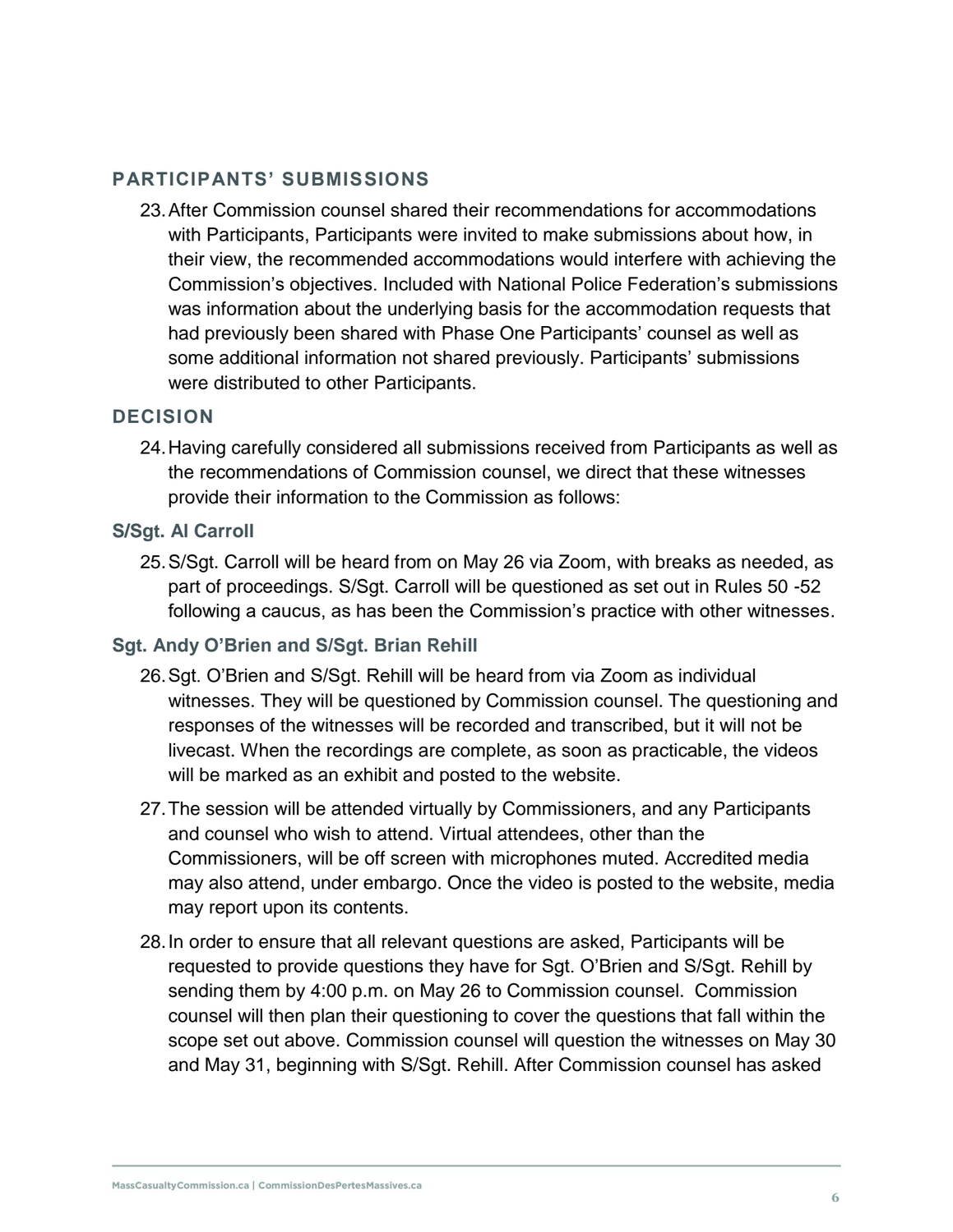## PARTICIPANTS' SUBMISSIONS

23. After Commission counsel shared their recommendations for accommodations with Participants, Participants were invited to make submissions about how, in their view, the recommended accommodations would interfere with achieving the Commission's objectives. Included with National Police Federation's submissions was information about the underlying basis for the accommodation requests that had previously been shared with Phase One Participants' counsel as well as some additional information not shared previously. Participants' submissions were distributed to other Participants.

## DECISION

24. Having carefully considered all submissions received from Participants as well as the recommendations of Commission counsel, we direct that these witnesses provide their information to the Commission as follows:

### S/Sgt. Al Carroll

25. S/Sgt. Carroll will be heard from on May 26 via Zoom, with breaks as needed, as part of proceedings. S/Sgt. Carroll will be questioned as set out in Rules 50 -52 following a caucus, as has been the Commission's practice with other witnesses.

### Sgt. Andy O'Brien and S/Sgt. Brian Rehill

26. Sgt. O'Brien and S/Sgt. Rehill will be heard from via Zoom as individual witnesses. They will be questioned by Commission counsel. The questioning and responses of the witnesses will be recorded and transcribed, but it will not be livecast. When the recordings are complete, as soon as practicable, the videos will be marked as an exhibit and posted to the website.

27. The session will be attended virtually by Commissioners, and any Participants and counsel who wish to attend. Virtual attendees, other than the Commissioners, will be off screen with microphones muted. Accredited media may also attend, under embargo. Once the video is posted to the website, media may report upon its contents.

28. In order to ensure that all relevant questions are asked, Participants will be requested to provide questions they have for Sgt. O'Brien and S/Sgt. Rehill by sending them by 4:00 p.m. on May 26 to Commission counsel. Commission counsel will then plan their questioning to cover the questions that fall within the scope set out above. Commission counsel will question the witnesses on May 30 and May 31, beginning with S/Sgt. Rehill. After Commission counsel has asked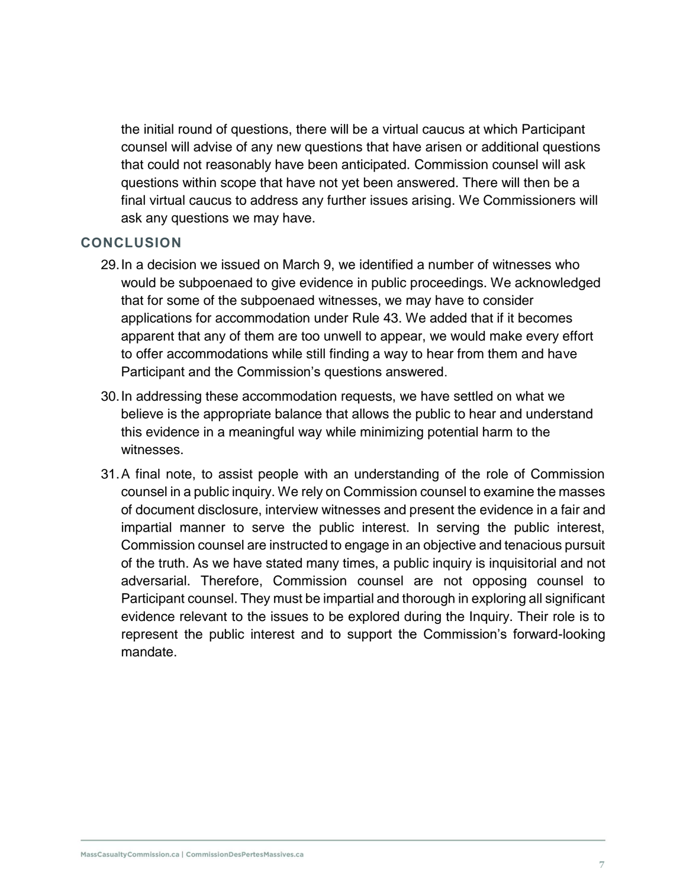the initial round of questions, there will be a virtual caucus at which Participant counsel will advise of any new questions that have arisen or additional questions that could not reasonably have been anticipated. Commission counsel will ask questions within scope that have not yet been answered. There will then be a final virtual caucus to address any further issues arising. We Commissioners will ask any questions we may have.

## CONCLUSION

29. In a decision we issued on March 9, we identified a number of witnesses who would be subpoenaed to give evidence in public proceedings. We acknowledged that for some of the subpoenaed witnesses, we may have to consider applications for accommodation under Rule 43. We added that if it becomes apparent that any of them are too unwell to appear, we would make every effort to offer accommodations while still finding a way to hear from them and have Participant and the Commission's questions answered.

30. In addressing these accommodation requests, we have settled on what we believe is the appropriate balance that allows the public to hear and understand this evidence in a meaningful way while minimizing potential harm to the witnesses.

31. A final note, to assist people with an understanding of the role of Commission counsel in a public inquiry. We rely on Commission counsel to examine the masses of document disclosure, interview witnesses and present the evidence in a fair and impartial manner to serve the public interest. In serving the public interest, Commission counsel are instructed to engage in an objective and tenacious pursuit of the truth. As we have stated many times, a public inquiry is inquisitorial and not adversarial. Therefore, Commission counsel are not opposing counsel to Participant counsel. They must be impartial and thorough in exploring all significant evidence relevant to the issues to be explored during the Inquiry. Their role is to represent the public interest and to support the Commission's forward-looking mandate.